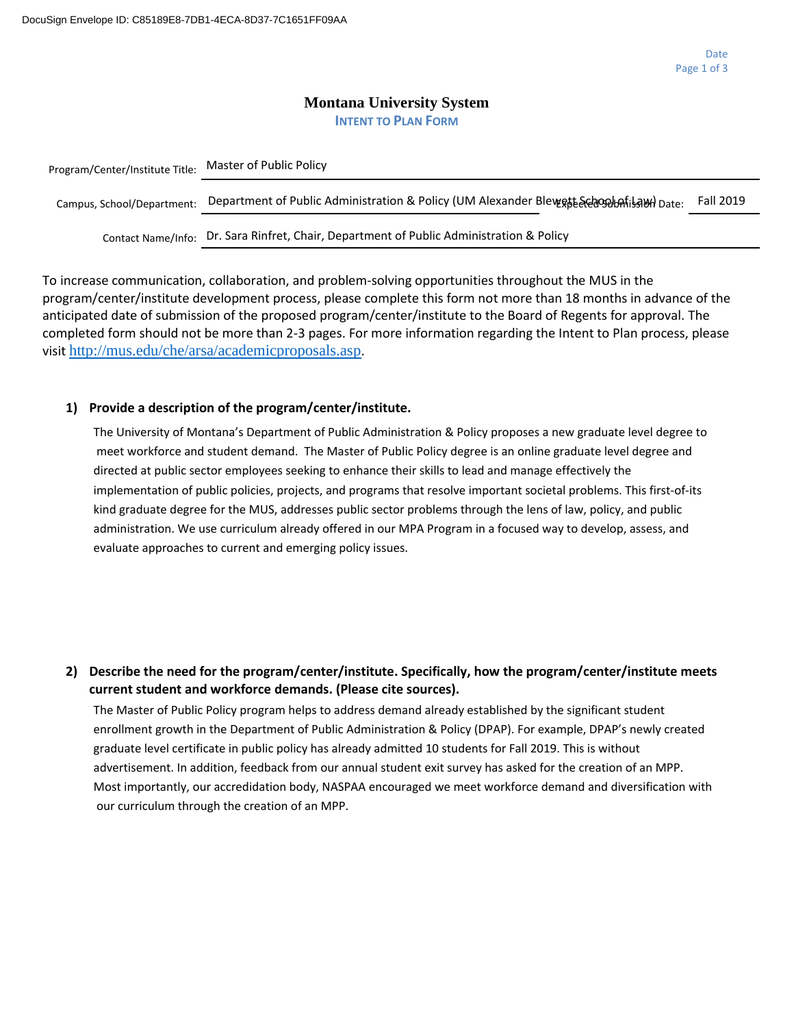DocuSign Envelope ID: C85189E8-7DB1-4ECA-8D37-7C1651FF09AA

Date

# Montana University System

## INTENT TO PLAN FORM

Program/Center/Institute Title: Master of Public Policy

Campus, School/Department: Department of Public Administration & Policy (UM Alexander Blewett School of Law)

Expected Submission Date: Fall 2019

Contact Name/Info: Dr. Sara Rinfret, Chair, Department of Public Administration & Policy

To increase communication, collaboration, and problem-solving opportunities throughout the MUS in the program/center/institute development process, please complete this form not more than 18 months in advance of the anticipated date of submission of the proposed program/center/institute to the Board of Regents for approval. The completed form should not be more than 2-3 pages. For more information regarding the Intent to Plan process, please visit http://mus.edu/che/arsa/academicproposals.asp.

**1) Provide a description of the program/center/institute.**

The University of Montana's Department of Public Administration & Policy proposes a new graduate level degree to meet workforce and student demand. The Master of Public Policy degree is an online graduate level degree and directed at public sector employees seeking to enhance their skills to lead and manage effectively the implementation of public policies, projects, and programs that resolve important societal problems. This first-of-its kind graduate degree for the MUS, addresses public sector problems through the lens of law, policy, and public administration. We use curriculum already offered in our MPA Program in a focused way to develop, assess, and evaluate approaches to current and emerging policy issues.

**2) Describe the need for the program/center/institute. Specifically, how the program/center/institute meets current student and workforce demands. (Please cite sources).**

The Master of Public Policy program helps to address demand already established by the significant student enrollment growth in the Department of Public Administration & Policy (DPAP). For example, DPAP's newly created graduate level certificate in public policy has already admitted 10 students for Fall 2019. This is without advertisement. In addition, feedback from our annual student exit survey has asked for the creation of an MPP. Most importantly, our accredidation body, NASPAA encouraged we meet workforce demand and diversification with our curriculum through the creation of an MPP.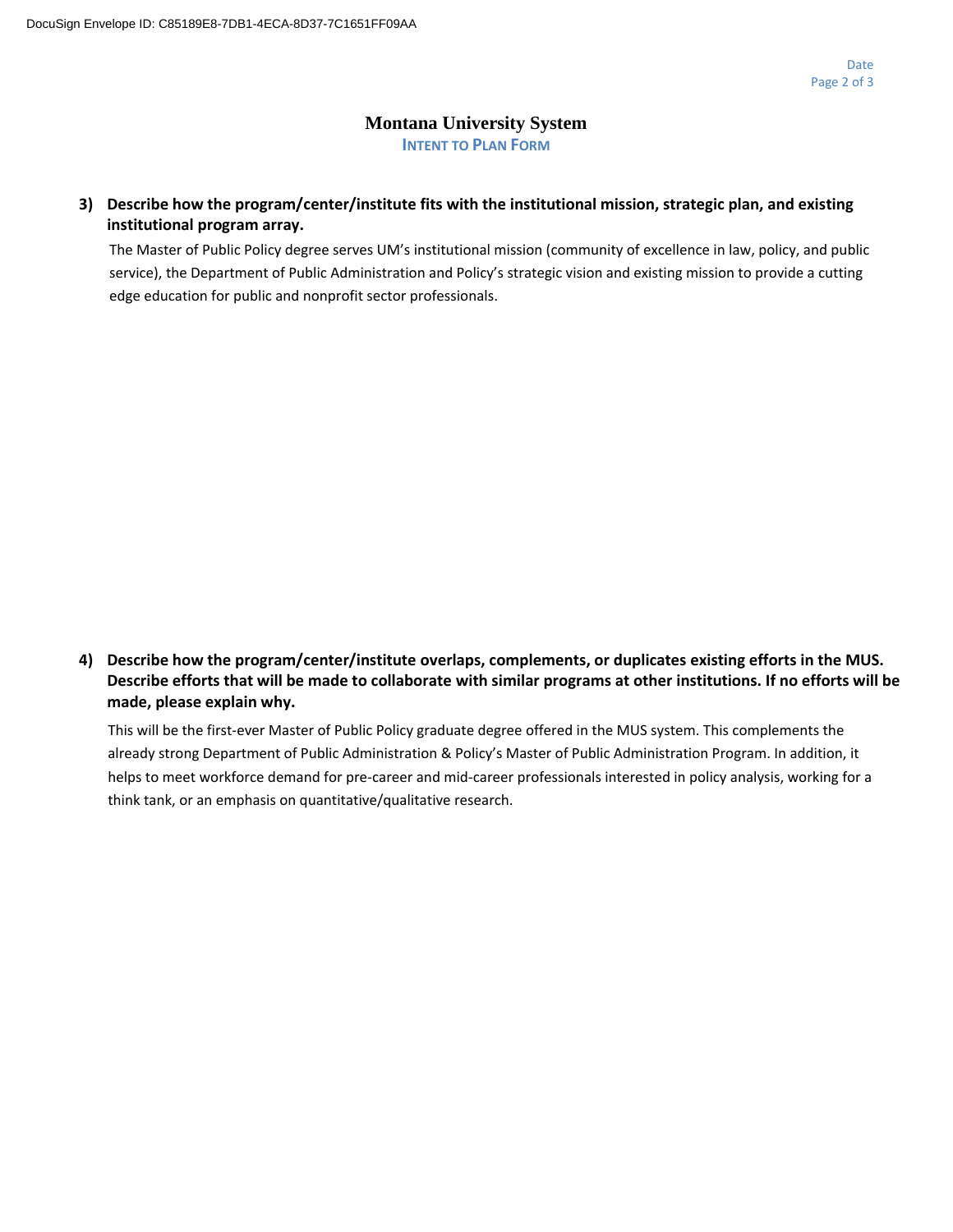# Montana University System

## INTENT TO PLAN FORM

**3) Describe how the program/center/institute fits with the institutional mission, strategic plan, and existing institutional program array.**

The Master of Public Policy degree serves UM's institutional mission (community of excellence in law, policy, and public service), the Department of Public Administration and Policy's strategic vision and existing mission to provide a cutting edge education for public and nonprofit sector professionals.

**4) Describe how the program/center/institute overlaps, complements, or duplicates existing efforts in the MUS. Describe efforts that will be made to collaborate with similar programs at other institutions. If no efforts will be made, please explain why.**

This will be the first-ever Master of Public Policy graduate degree offered in the MUS system. This complements the already strong Department of Public Administration & Policy's Master of Public Administration Program. In addition, it helps to meet workforce demand for pre-career and mid-career professionals interested in policy analysis, working for a think tank, or an emphasis on quantitative/qualitative research.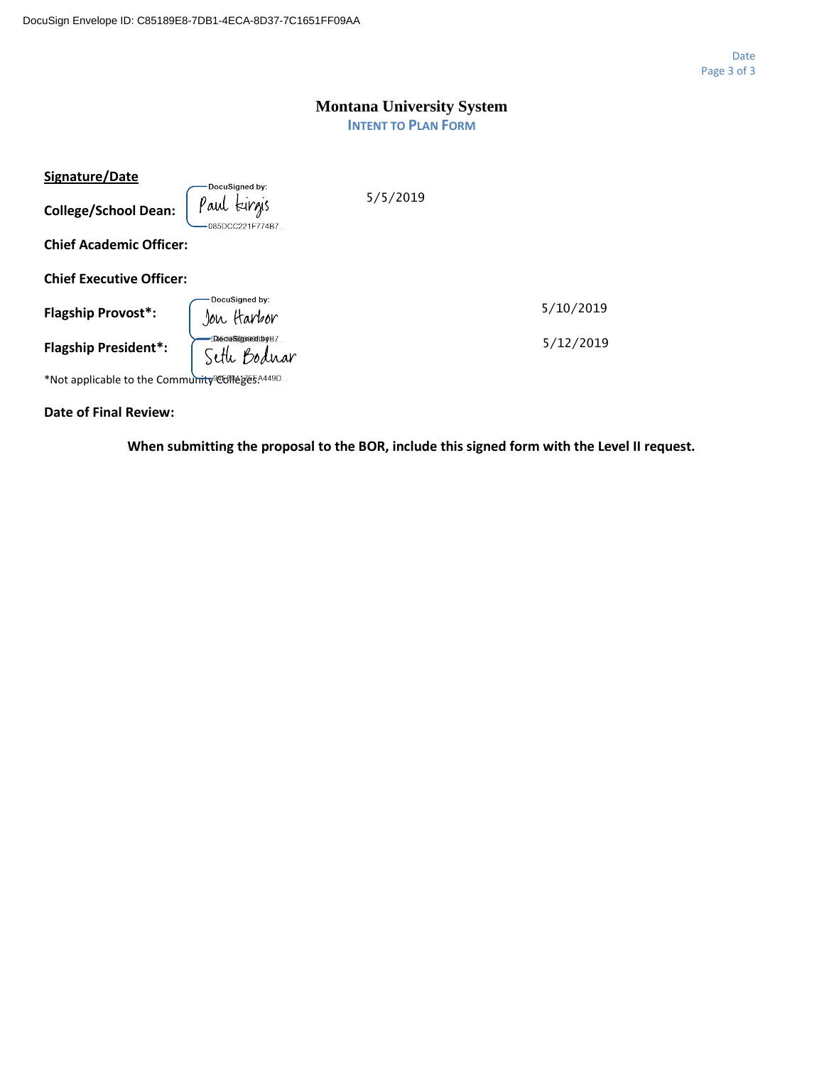# Montana University System

## INTENT TO PLAN FORM

**Signature/Date**

**College/School Dean:** DocuSigned by: Paul Kirgis 085DCC221F774B7... 5/5/2019

**Chief Academic Officer:**

**Chief Executive Officer:**

**Flagship Provost*:** DocuSigned by: Jon Harbor 5/10/2019

**Flagship President*:** DocuSigned by: Seth Bodnar 5/12/2019

*Not applicable to the Community Colleges.

**Date of Final Review:**

**When submitting the proposal to the BOR, include this signed form with the Level II request.**